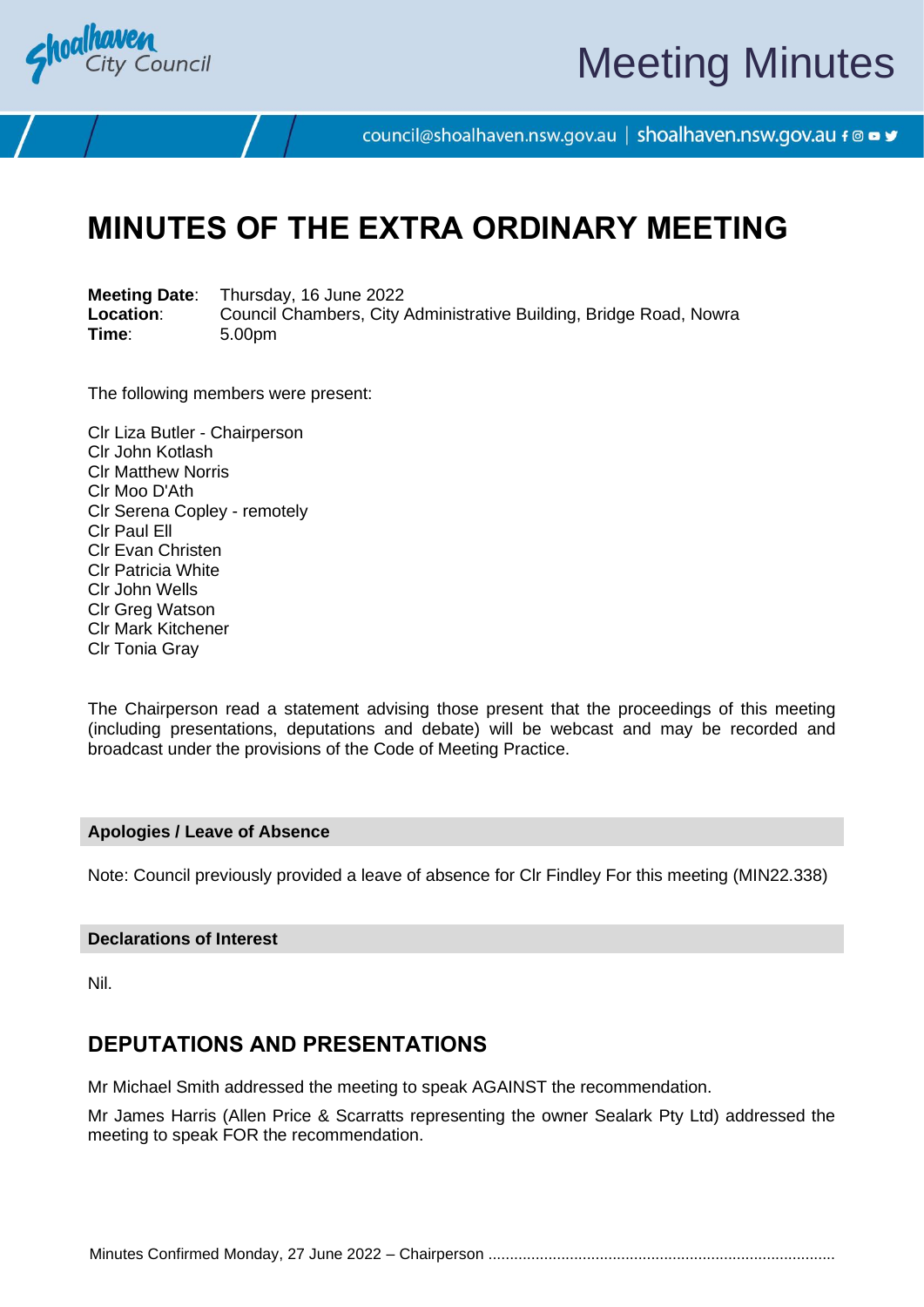# MINUTES OF THE EXTRA ORDINARY MEETING

**Meeting Date**: Thursday, 16 June 2022
**Location**: Council Chambers, City Administrative Building, Bridge Road, Nowra
**Time**: 5.00pm

The following members were present:

Clr Liza Butler - Chairperson
Clr John Kotlash
Clr Matthew Norris
Clr Moo D'Ath
Clr Serena Copley - remotely
Clr Paul Ell
Clr Evan Christen
Clr Patricia White
Clr John Wells
Clr Greg Watson
Clr Mark Kitchener
Clr Tonia Gray

The Chairperson read a statement advising those present that the proceedings of this meeting (including presentations, deputations and debate) will be webcast and may be recorded and broadcast under the provisions of the Code of Meeting Practice.

### Apologies / Leave of Absence

Note: Council previously provided a leave of absence for Clr Findley For this meeting (MIN22.338)

### Declarations of Interest

Nil.

## DEPUTATIONS AND PRESENTATIONS

Mr Michael Smith addressed the meeting to speak AGAINST the recommendation.

Mr James Harris (Allen Price & Scarratts representing the owner Sealark Pty Ltd) addressed the meeting to speak FOR the recommendation.

Minutes Confirmed Monday, 27 June 2022 – Chairperson ................................................................................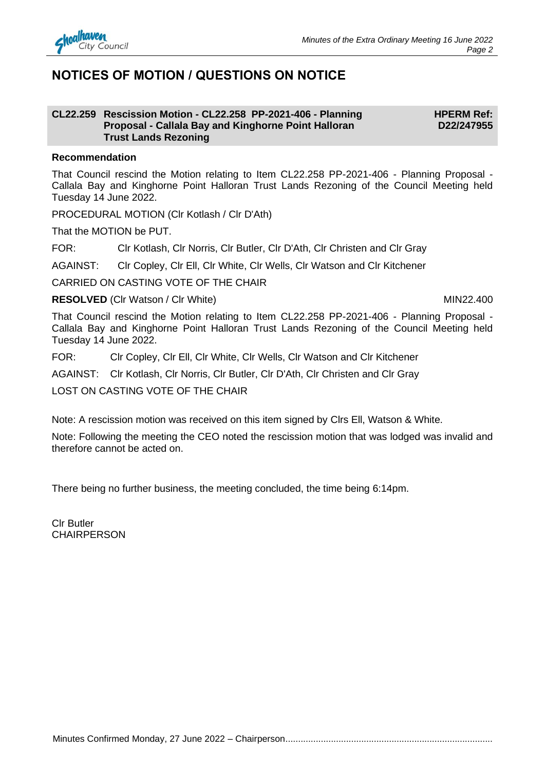## NOTICES OF MOTION / QUESTIONS ON NOTICE

### CL22.259 Rescission Motion - CL22.258 PP-2021-406 - Planning Proposal - Callala Bay and Kinghorne Point Halloran Trust Lands Rezoning

**HPERM Ref: D22/247955**

**Recommendation**

That Council rescind the Motion relating to Item CL22.258 PP-2021-406 - Planning Proposal - Callala Bay and Kinghorne Point Halloran Trust Lands Rezoning of the Council Meeting held Tuesday 14 June 2022.

PROCEDURAL MOTION (Clr Kotlash / Clr D'Ath)

That the MOTION be PUT.

FOR: Clr Kotlash, Clr Norris, Clr Butler, Clr D'Ath, Clr Christen and Clr Gray

AGAINST: Clr Copley, Clr Ell, Clr White, Clr Wells, Clr Watson and Clr Kitchener

CARRIED ON CASTING VOTE OF THE CHAIR

**RESOLVED** (Clr Watson / Clr White) MIN22.400

That Council rescind the Motion relating to Item CL22.258 PP-2021-406 - Planning Proposal - Callala Bay and Kinghorne Point Halloran Trust Lands Rezoning of the Council Meeting held Tuesday 14 June 2022.

FOR: Clr Copley, Clr Ell, Clr White, Clr Wells, Clr Watson and Clr Kitchener

AGAINST: Clr Kotlash, Clr Norris, Clr Butler, Clr D'Ath, Clr Christen and Clr Gray

LOST ON CASTING VOTE OF THE CHAIR

Note: A rescission motion was received on this item signed by Clrs Ell, Watson & White.

Note: Following the meeting the CEO noted the rescission motion that was lodged was invalid and therefore cannot be acted on.

There being no further business, the meeting concluded, the time being 6:14pm.

Clr Butler
CHAIRPERSON

Minutes Confirmed Monday, 27 June 2022 – Chairperson..................................................................................